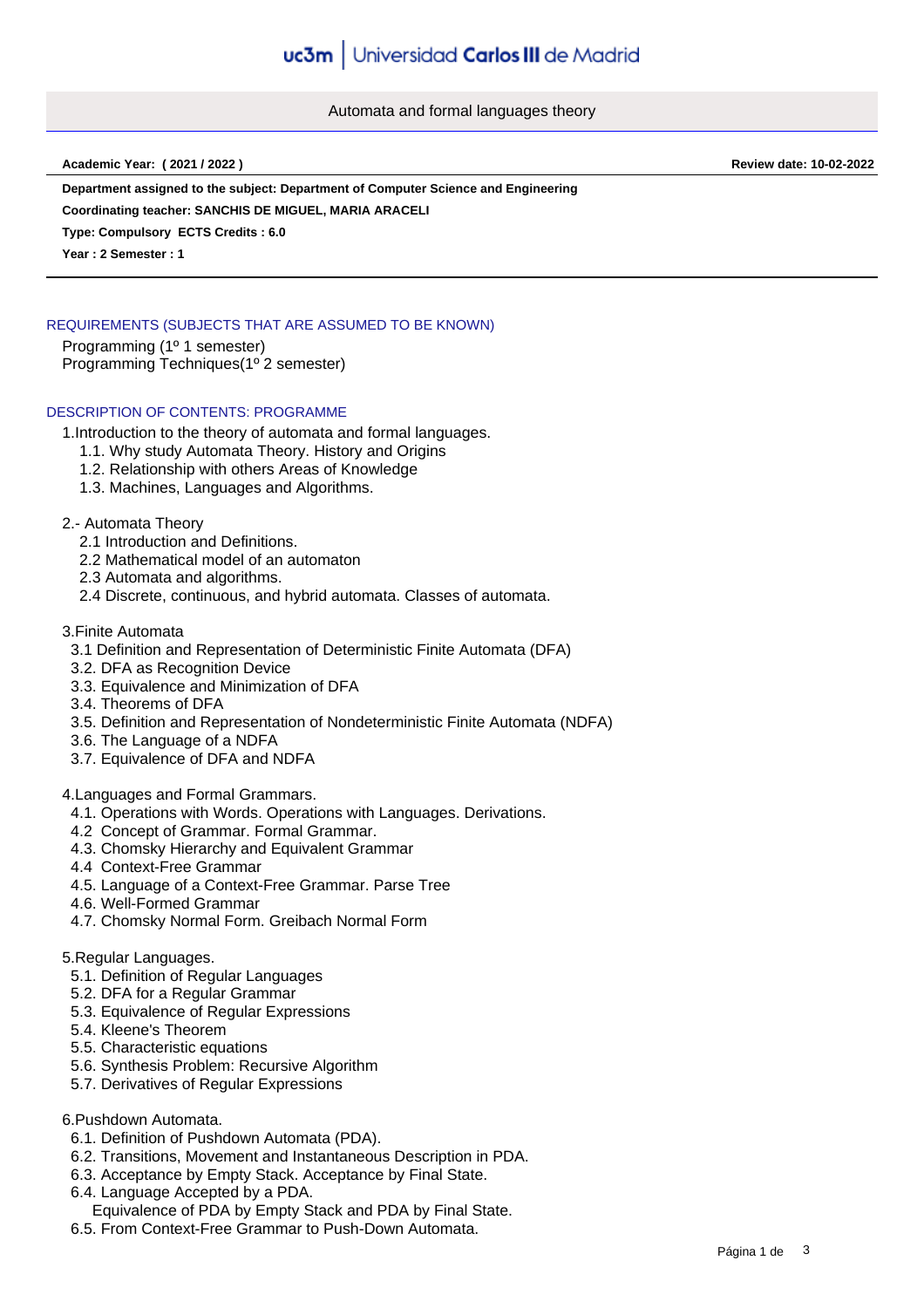# Automata and formal languages theory

**Academic Year: ( 2021 / 2022 )** **Review date: 10-02-2022**

**Department assigned to the subject: Department of Computer Science and Engineering**

**Coordinating teacher: SANCHIS DE MIGUEL, MARIA ARACELI**

**Type: Compulsory ECTS Credits : 6.0**

**Year : 2 Semester : 1**

## REQUIREMENTS (SUBJECTS THAT ARE ASSUMED TO BE KNOWN)

Programming (1º 1 semester)
Programming Techniques(1º 2 semester)

## DESCRIPTION OF CONTENTS: PROGRAMME

1.Introduction to the theory of automata and formal languages.
- 1.1. Why study Automata Theory. History and Origins
- 1.2. Relationship with others Areas of Knowledge
- 1.3. Machines, Languages and Algorithms.

2.- Automata Theory
- 2.1 Introduction and Definitions.
- 2.2 Mathematical model of an automaton
- 2.3 Automata and algorithms.
- 2.4 Discrete, continuous, and hybrid automata. Classes of automata.

3.Finite Automata
- 3.1 Definition and Representation of Deterministic Finite Automata (DFA)
- 3.2. DFA as Recognition Device
- 3.3. Equivalence and Minimization of DFA
- 3.4. Theorems of DFA
- 3.5. Definition and Representation of Nondeterministic Finite Automata (NDFA)
- 3.6. The Language of a NDFA
- 3.7. Equivalence of DFA and NDFA

4.Languages and Formal Grammars.
- 4.1. Operations with Words. Operations with Languages. Derivations.
- 4.2 Concept of Grammar. Formal Grammar.
- 4.3. Chomsky Hierarchy and Equivalent Grammar
- 4.4 Context-Free Grammar
- 4.5. Language of a Context-Free Grammar. Parse Tree
- 4.6. Well-Formed Grammar
- 4.7. Chomsky Normal Form. Greibach Normal Form

5.Regular Languages.
- 5.1. Definition of Regular Languages
- 5.2. DFA for a Regular Grammar
- 5.3. Equivalence of Regular Expressions
- 5.4. Kleene's Theorem
- 5.5. Characteristic equations
- 5.6. Synthesis Problem: Recursive Algorithm
- 5.7. Derivatives of Regular Expressions

6.Pushdown Automata.
- 6.1. Definition of Pushdown Automata (PDA).
- 6.2. Transitions, Movement and Instantaneous Description in PDA.
- 6.3. Acceptance by Empty Stack. Acceptance by Final State.
- 6.4. Language Accepted by a PDA.
  Equivalence of PDA by Empty Stack and PDA by Final State.
- 6.5. From Context-Free Grammar to Push-Down Automata.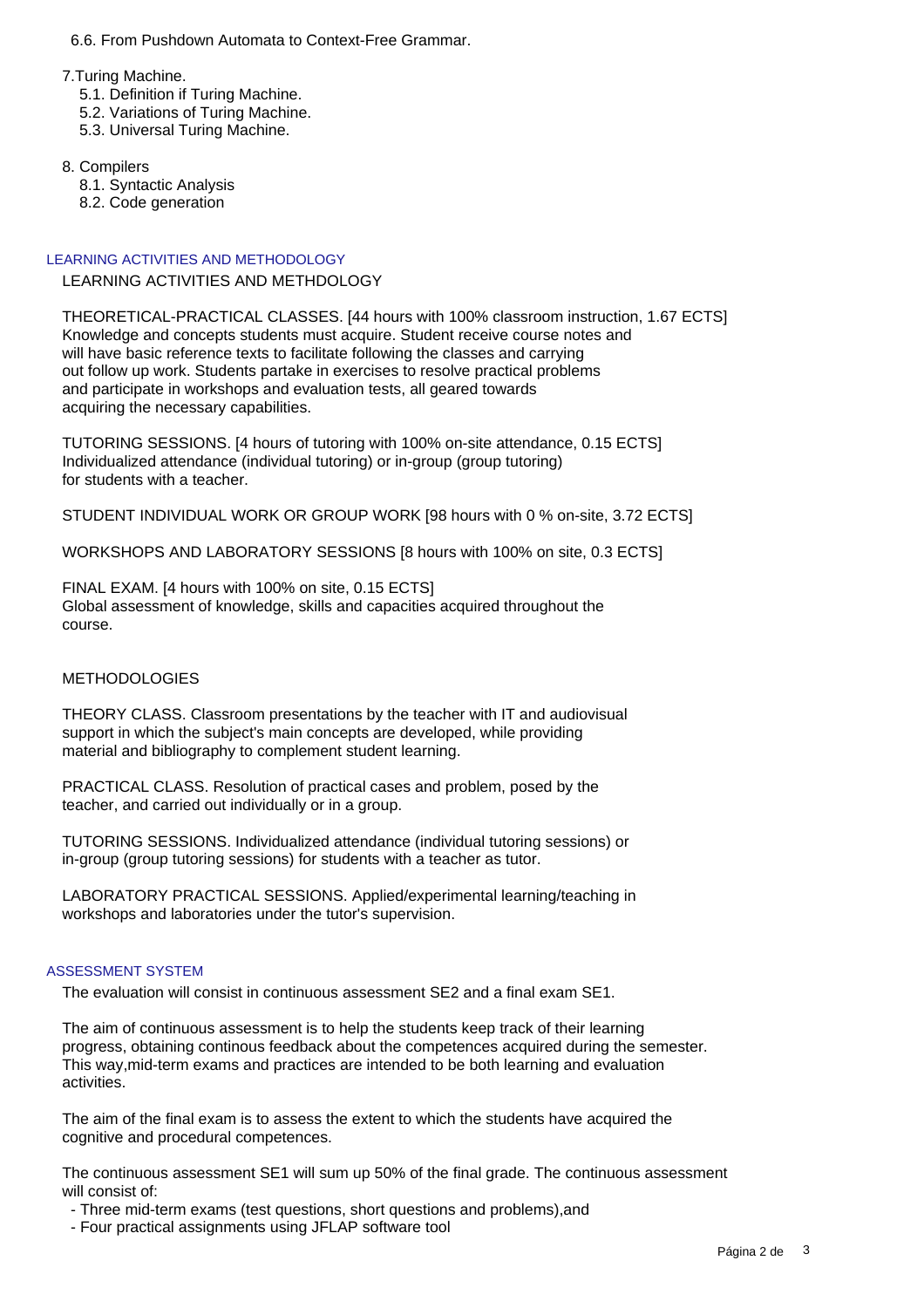6.6. From Pushdown Automata to Context-Free Grammar.

7.Turing Machine.
   5.1. Definition if Turing Machine.
   5.2. Variations of Turing Machine.
   5.3. Universal Turing Machine.

8. Compilers
   8.1. Syntactic Analysis
   8.2. Code generation

## LEARNING ACTIVITIES AND METHODOLOGY

LEARNING ACTIVITIES AND METHDOLOGY

THEORETICAL-PRACTICAL CLASSES. [44 hours with 100% classroom instruction, 1.67 ECTS]
Knowledge and concepts students must acquire. Student receive course notes and will have basic reference texts to facilitate following the classes and carrying out follow up work. Students partake in exercises to resolve practical problems and participate in workshops and evaluation tests, all geared towards acquiring the necessary capabilities.

TUTORING SESSIONS. [4 hours of tutoring with 100% on-site attendance, 0.15 ECTS]
Individualized attendance (individual tutoring) or in-group (group tutoring) for students with a teacher.

STUDENT INDIVIDUAL WORK OR GROUP WORK [98 hours with 0 % on-site, 3.72 ECTS]

WORKSHOPS AND LABORATORY SESSIONS [8 hours with 100% on site, 0.3 ECTS]

FINAL EXAM. [4 hours with 100% on site, 0.15 ECTS]
Global assessment of knowledge, skills and capacities acquired throughout the course.

METHODOLOGIES

THEORY CLASS. Classroom presentations by the teacher with IT and audiovisual support in which the subject's main concepts are developed, while providing material and bibliography to complement student learning.

PRACTICAL CLASS. Resolution of practical cases and problem, posed by the teacher, and carried out individually or in a group.

TUTORING SESSIONS. Individualized attendance (individual tutoring sessions) or in-group (group tutoring sessions) for students with a teacher as tutor.

LABORATORY PRACTICAL SESSIONS. Applied/experimental learning/teaching in workshops and laboratories under the tutor's supervision.

## ASSESSMENT SYSTEM

The evaluation will consist in continuous assessment SE2 and a final exam SE1.

The aim of continuous assessment is to help the students keep track of their learning progress, obtaining continous feedback about the competences acquired during the semester. This way,mid-term exams and practices are intended to be both learning and evaluation activities.

The aim of the final exam is to assess the extent to which the students have acquired the cognitive and procedural competences.

The continuous assessment SE1 will sum up 50% of the final grade. The continuous assessment will consist of:
- Three mid-term exams (test questions, short questions and problems),and
- Four practical assignments using JFLAP software tool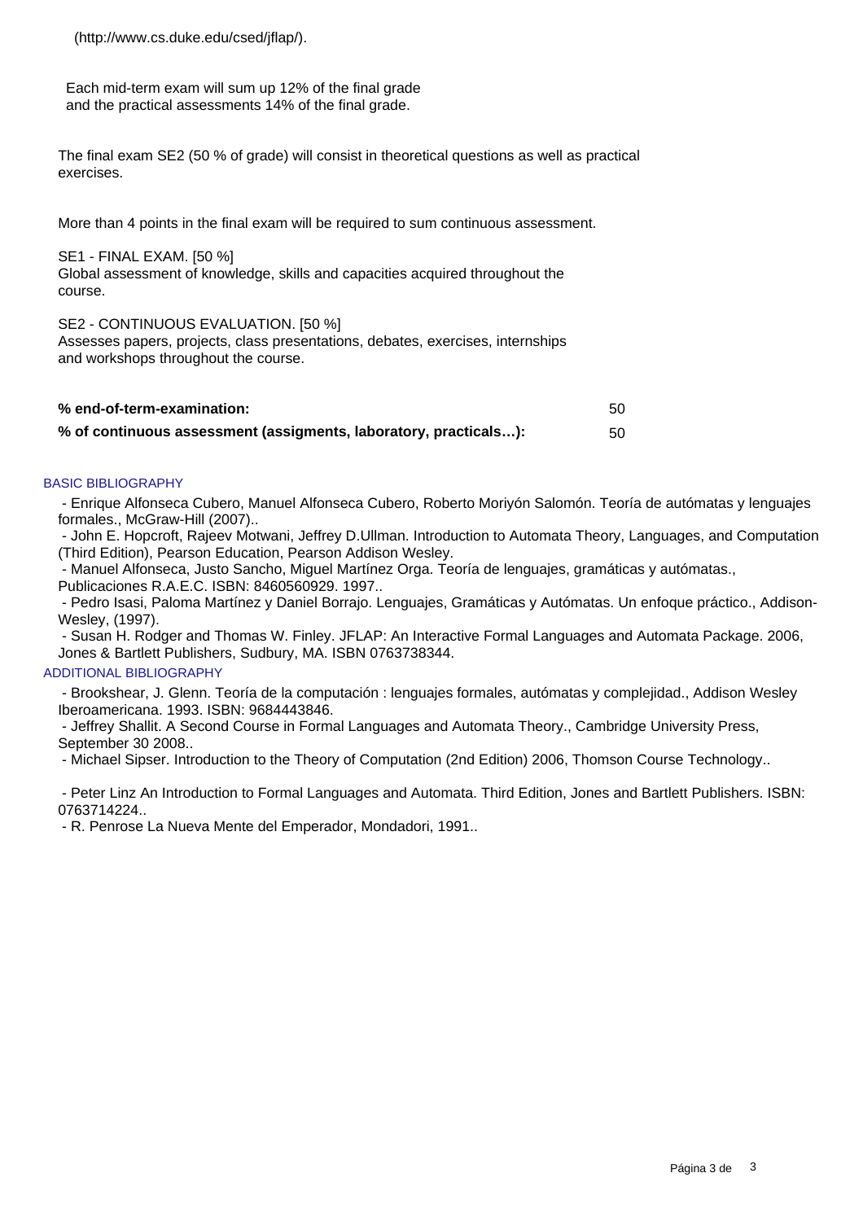(http://www.cs.duke.edu/csed/jflap/).

Each mid-term exam will sum up 12% of the final grade
and the practical assessments 14% of the final grade.

The final exam SE2 (50 % of grade) will consist in theoretical questions as well as practical exercises.

More than 4 points in the final exam will be required to sum continuous assessment.

SE1 - FINAL EXAM. [50 %]
Global assessment of knowledge, skills and capacities acquired throughout the course.

SE2 - CONTINUOUS EVALUATION. [50 %]
Assesses papers, projects, class presentations, debates, exercises, internships and workshops throughout the course.

| | |
|---|---|
| **% end-of-term-examination:** | 50 |
| **% of continuous assessment (assigments, laboratory, practicals…):** | 50 |

## BASIC BIBLIOGRAPHY

- Enrique Alfonseca Cubero, Manuel Alfonseca Cubero, Roberto Moriyón Salomón. Teoría de autómatas y lenguajes formales., McGraw-Hill (2007)..
- John E. Hopcroft, Rajeev Motwani, Jeffrey D.Ullman. Introduction to Automata Theory, Languages, and Computation (Third Edition), Pearson Education, Pearson Addison Wesley.
- Manuel Alfonseca, Justo Sancho, Miguel Martínez Orga. Teoría de lenguajes, gramáticas y autómatas., Publicaciones R.A.E.C. ISBN: 8460560929. 1997..
- Pedro Isasi, Paloma Martínez y Daniel Borrajo. Lenguajes, Gramáticas y Autómatas. Un enfoque práctico., Addison-Wesley, (1997).
- Susan H. Rodger and Thomas W. Finley. JFLAP: An Interactive Formal Languages and Automata Package. 2006, Jones & Bartlett Publishers, Sudbury, MA. ISBN 0763738344.

## ADDITIONAL BIBLIOGRAPHY

- Brookshear, J. Glenn. Teoría de la computación : lenguajes formales, autómatas y complejidad., Addison Wesley Iberoamericana. 1993. ISBN: 9684443846.
- Jeffrey Shallit. A Second Course in Formal Languages and Automata Theory., Cambridge University Press, September 30 2008..
- Michael Sipser. Introduction to the Theory of Computation (2nd Edition) 2006, Thomson Course Technology..
- Peter Linz An Introduction to Formal Languages and Automata. Third Edition, Jones and Bartlett Publishers. ISBN: 0763714224..
- R. Penrose La Nueva Mente del Emperador, Mondadori, 1991..